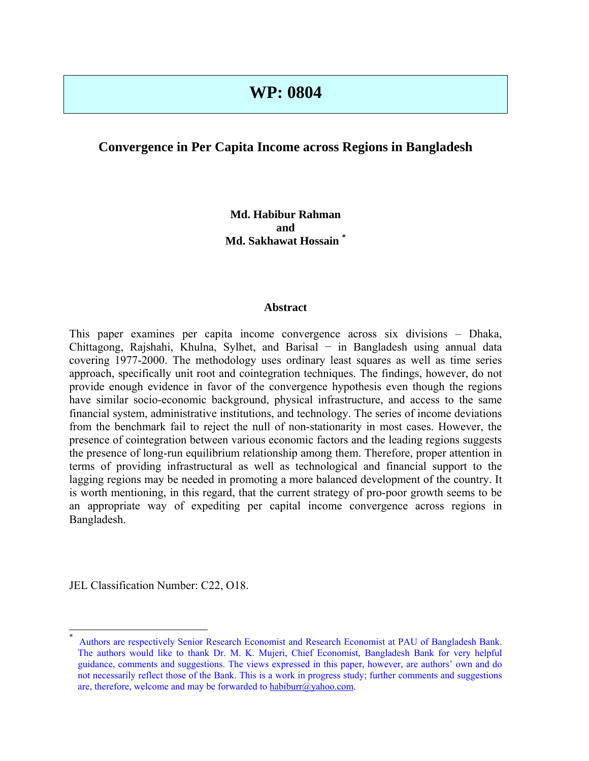# WP: 0804

## Convergence in Per Capita Income across Regions in Bangladesh

**Md. Habibur Rahman**
**and**
**Md. Sakhawat Hossain** [*]

### Abstract

This paper examines per capita income convergence across six divisions – Dhaka, Chittagong, Rajshahi, Khulna, Sylhet, and Barisal − in Bangladesh using annual data covering 1977-2000. The methodology uses ordinary least squares as well as time series approach, specifically unit root and cointegration techniques. The findings, however, do not provide enough evidence in favor of the convergence hypothesis even though the regions have similar socio-economic background, physical infrastructure, and access to the same financial system, administrative institutions, and technology. The series of income deviations from the benchmark fail to reject the null of non-stationarity in most cases. However, the presence of cointegration between various economic factors and the leading regions suggests the presence of long-run equilibrium relationship among them. Therefore, proper attention in terms of providing infrastructural as well as technological and financial support to the lagging regions may be needed in promoting a more balanced development of the country. It is worth mentioning, in this regard, that the current strategy of pro-poor growth seems to be an appropriate way of expediting per capital income convergence across regions in Bangladesh.

JEL Classification Number: C22, O18.

---

[*] Authors are respectively Senior Research Economist and Research Economist at PAU of Bangladesh Bank. The authors would like to thank Dr. M. K. Mujeri, Chief Economist, Bangladesh Bank for very helpful guidance, comments and suggestions. The views expressed in this paper, however, are authors' own and do not necessarily reflect those of the Bank. This is a work in progress study; further comments and suggestions are, therefore, welcome and may be forwarded to habiburr@yahoo.com.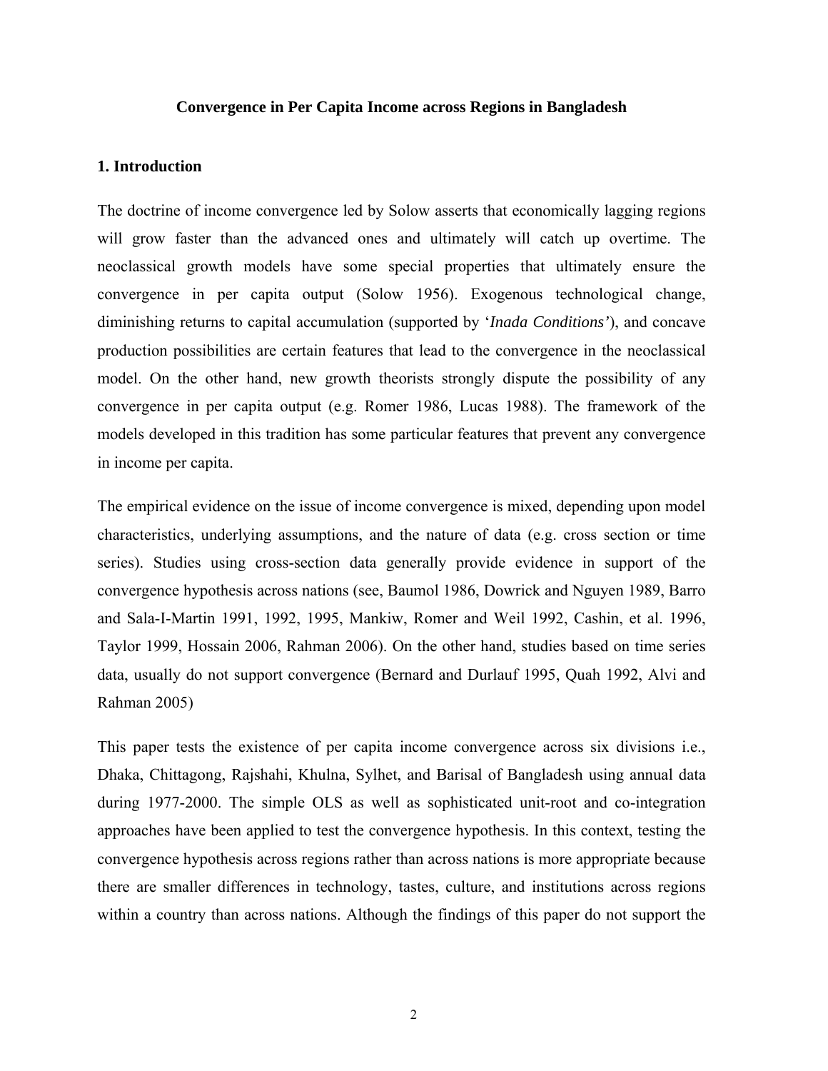# Convergence in Per Capita Income across Regions in Bangladesh

## 1. Introduction

The doctrine of income convergence led by Solow asserts that economically lagging regions will grow faster than the advanced ones and ultimately will catch up overtime. The neoclassical growth models have some special properties that ultimately ensure the convergence in per capita output (Solow 1956). Exogenous technological change, diminishing returns to capital accumulation (supported by '*Inada Conditions'*), and concave production possibilities are certain features that lead to the convergence in the neoclassical model. On the other hand, new growth theorists strongly dispute the possibility of any convergence in per capita output (e.g. Romer 1986, Lucas 1988). The framework of the models developed in this tradition has some particular features that prevent any convergence in income per capita.

The empirical evidence on the issue of income convergence is mixed, depending upon model characteristics, underlying assumptions, and the nature of data (e.g. cross section or time series). Studies using cross-section data generally provide evidence in support of the convergence hypothesis across nations (see, Baumol 1986, Dowrick and Nguyen 1989, Barro and Sala-I-Martin 1991, 1992, 1995, Mankiw, Romer and Weil 1992, Cashin, et al. 1996, Taylor 1999, Hossain 2006, Rahman 2006). On the other hand, studies based on time series data, usually do not support convergence (Bernard and Durlauf 1995, Quah 1992, Alvi and Rahman 2005)

This paper tests the existence of per capita income convergence across six divisions i.e., Dhaka, Chittagong, Rajshahi, Khulna, Sylhet, and Barisal of Bangladesh using annual data during 1977-2000. The simple OLS as well as sophisticated unit-root and co-integration approaches have been applied to test the convergence hypothesis. In this context, testing the convergence hypothesis across regions rather than across nations is more appropriate because there are smaller differences in technology, tastes, culture, and institutions across regions within a country than across nations. Although the findings of this paper do not support the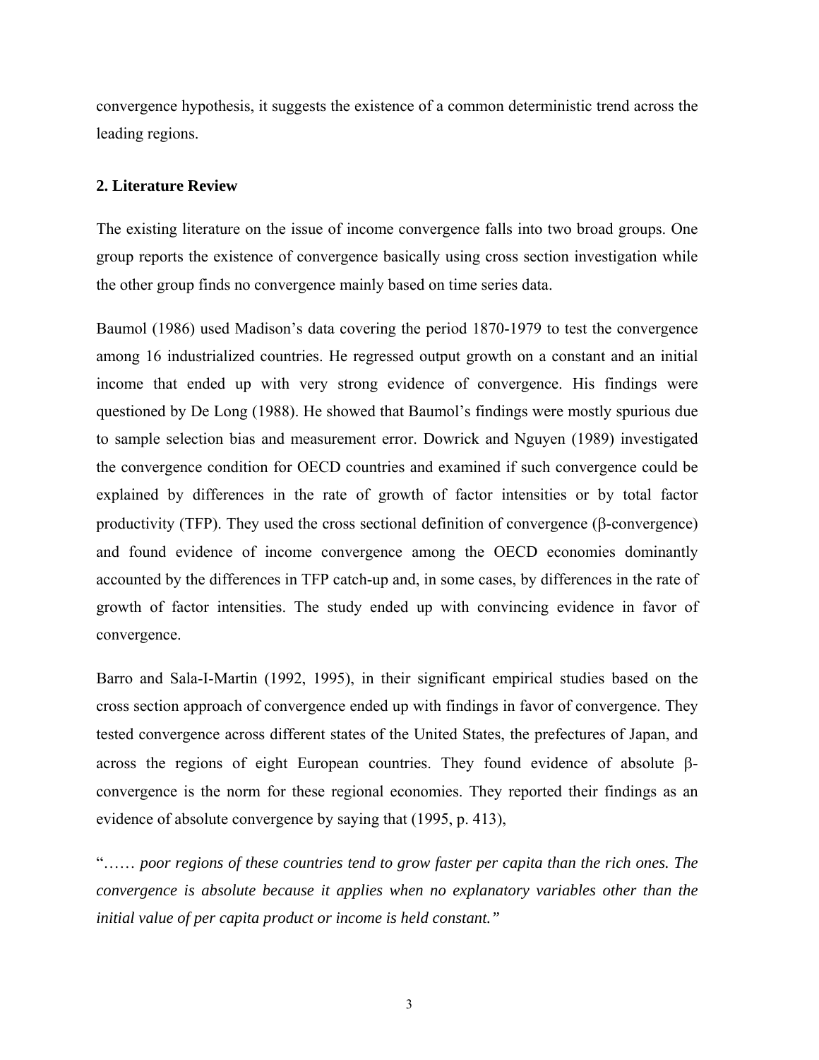convergence hypothesis, it suggests the existence of a common deterministic trend across the leading regions.

## 2. Literature Review

The existing literature on the issue of income convergence falls into two broad groups. One group reports the existence of convergence basically using cross section investigation while the other group finds no convergence mainly based on time series data.

Baumol (1986) used Madison's data covering the period 1870-1979 to test the convergence among 16 industrialized countries. He regressed output growth on a constant and an initial income that ended up with very strong evidence of convergence. His findings were questioned by De Long (1988). He showed that Baumol's findings were mostly spurious due to sample selection bias and measurement error. Dowrick and Nguyen (1989) investigated the convergence condition for OECD countries and examined if such convergence could be explained by differences in the rate of growth of factor intensities or by total factor productivity (TFP). They used the cross sectional definition of convergence (β-convergence) and found evidence of income convergence among the OECD economies dominantly accounted by the differences in TFP catch-up and, in some cases, by differences in the rate of growth of factor intensities. The study ended up with convincing evidence in favor of convergence.

Barro and Sala-I-Martin (1992, 1995), in their significant empirical studies based on the cross section approach of convergence ended up with findings in favor of convergence. They tested convergence across different states of the United States, the prefectures of Japan, and across the regions of eight European countries. They found evidence of absolute β-convergence is the norm for these regional economies. They reported their findings as an evidence of absolute convergence by saying that (1995, p. 413),

"…… *poor regions of these countries tend to grow faster per capita than the rich ones. The convergence is absolute because it applies when no explanatory variables other than the initial value of per capita product or income is held constant."*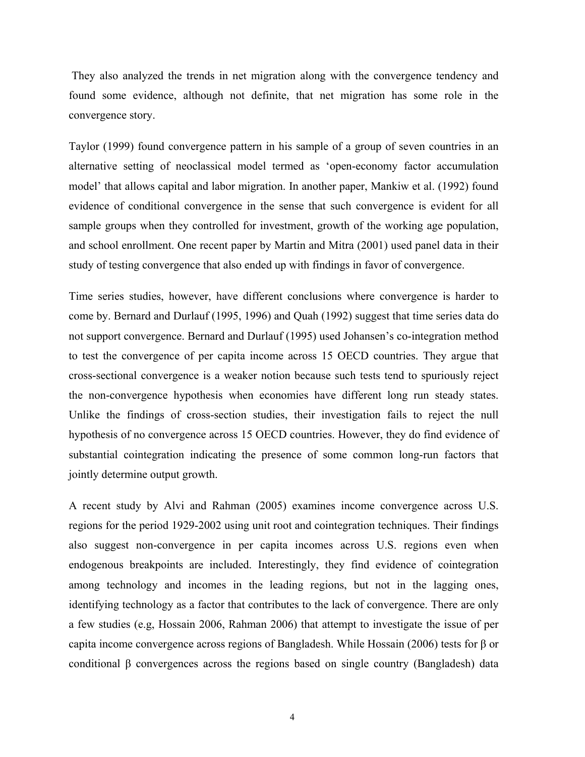They also analyzed the trends in net migration along with the convergence tendency and found some evidence, although not definite, that net migration has some role in the convergence story.

Taylor (1999) found convergence pattern in his sample of a group of seven countries in an alternative setting of neoclassical model termed as 'open-economy factor accumulation model' that allows capital and labor migration. In another paper, Mankiw et al. (1992) found evidence of conditional convergence in the sense that such convergence is evident for all sample groups when they controlled for investment, growth of the working age population, and school enrollment. One recent paper by Martin and Mitra (2001) used panel data in their study of testing convergence that also ended up with findings in favor of convergence.

Time series studies, however, have different conclusions where convergence is harder to come by. Bernard and Durlauf (1995, 1996) and Quah (1992) suggest that time series data do not support convergence. Bernard and Durlauf (1995) used Johansen's co-integration method to test the convergence of per capita income across 15 OECD countries. They argue that cross-sectional convergence is a weaker notion because such tests tend to spuriously reject the non-convergence hypothesis when economies have different long run steady states. Unlike the findings of cross-section studies, their investigation fails to reject the null hypothesis of no convergence across 15 OECD countries. However, they do find evidence of substantial cointegration indicating the presence of some common long-run factors that jointly determine output growth.

A recent study by Alvi and Rahman (2005) examines income convergence across U.S. regions for the period 1929-2002 using unit root and cointegration techniques. Their findings also suggest non-convergence in per capita incomes across U.S. regions even when endogenous breakpoints are included. Interestingly, they find evidence of cointegration among technology and incomes in the leading regions, but not in the lagging ones, identifying technology as a factor that contributes to the lack of convergence. There are only a few studies (e.g, Hossain 2006, Rahman 2006) that attempt to investigate the issue of per capita income convergence across regions of Bangladesh. While Hossain (2006) tests for $\beta$ or conditional $\beta$ convergences across the regions based on single country (Bangladesh) data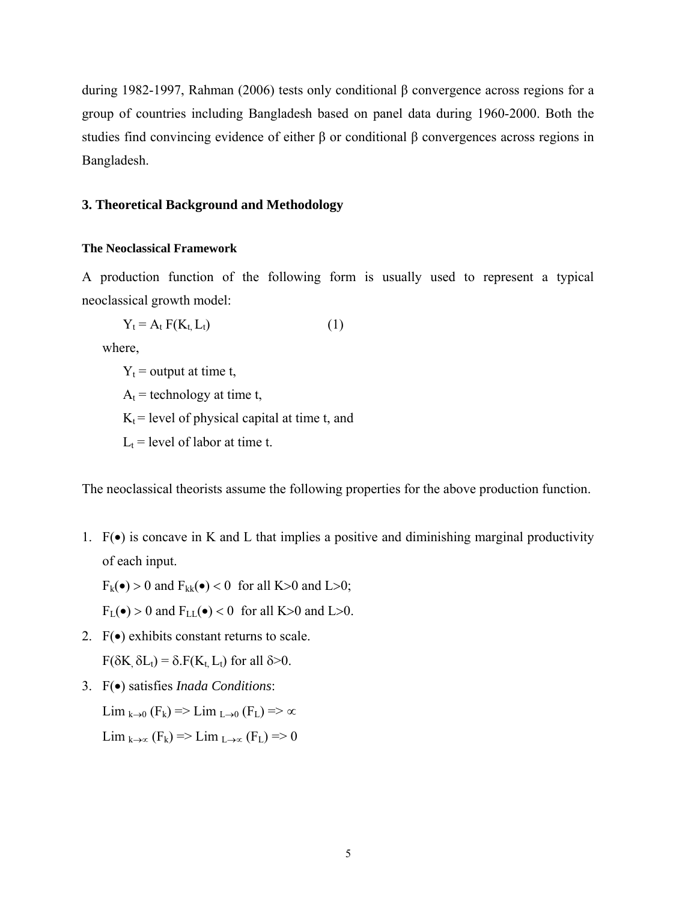during 1982-1997, Rahman (2006) tests only conditional β convergence across regions for a group of countries including Bangladesh based on panel data during 1960-2000. Both the studies find convincing evidence of either β or conditional β convergences across regions in Bangladesh.

## 3. Theoretical Background and Methodology

### The Neoclassical Framework

A production function of the following form is usually used to represent a typical neoclassical growth model:

$$Y_t = A_t F(K_t, L_t) \qquad (1)$$

where,

$Y_t$ = output at time t,

$A_t$ = technology at time t,

$K_t$ = level of physical capital at time t, and

$L_t$ = level of labor at time t.

The neoclassical theorists assume the following properties for the above production function.

1. $F(\bullet)$ is concave in K and L that implies a positive and diminishing marginal productivity of each input.

   $F_k(\bullet) > 0$ and $F_{kk}(\bullet) < 0$ for all $K>0$ and $L>0$;

   $F_L(\bullet) > 0$ and $F_{LL}(\bullet) < 0$ for all $K>0$ and $L>0$.

2. $F(\bullet)$ exhibits constant returns to scale.

   $F(\delta K, \delta L_t) = \delta . F(K_t, L_t)$ for all $\delta>0$.

3. $F(\bullet)$ satisfies *Inada Conditions*:

   $\text{Lim}_{k\to 0} (F_k) => \text{Lim}_{L\to 0} (F_L) => \propto$

   $\text{Lim}_{k\to \propto} (F_k) => \text{Lim}_{L\to \propto} (F_L) => 0$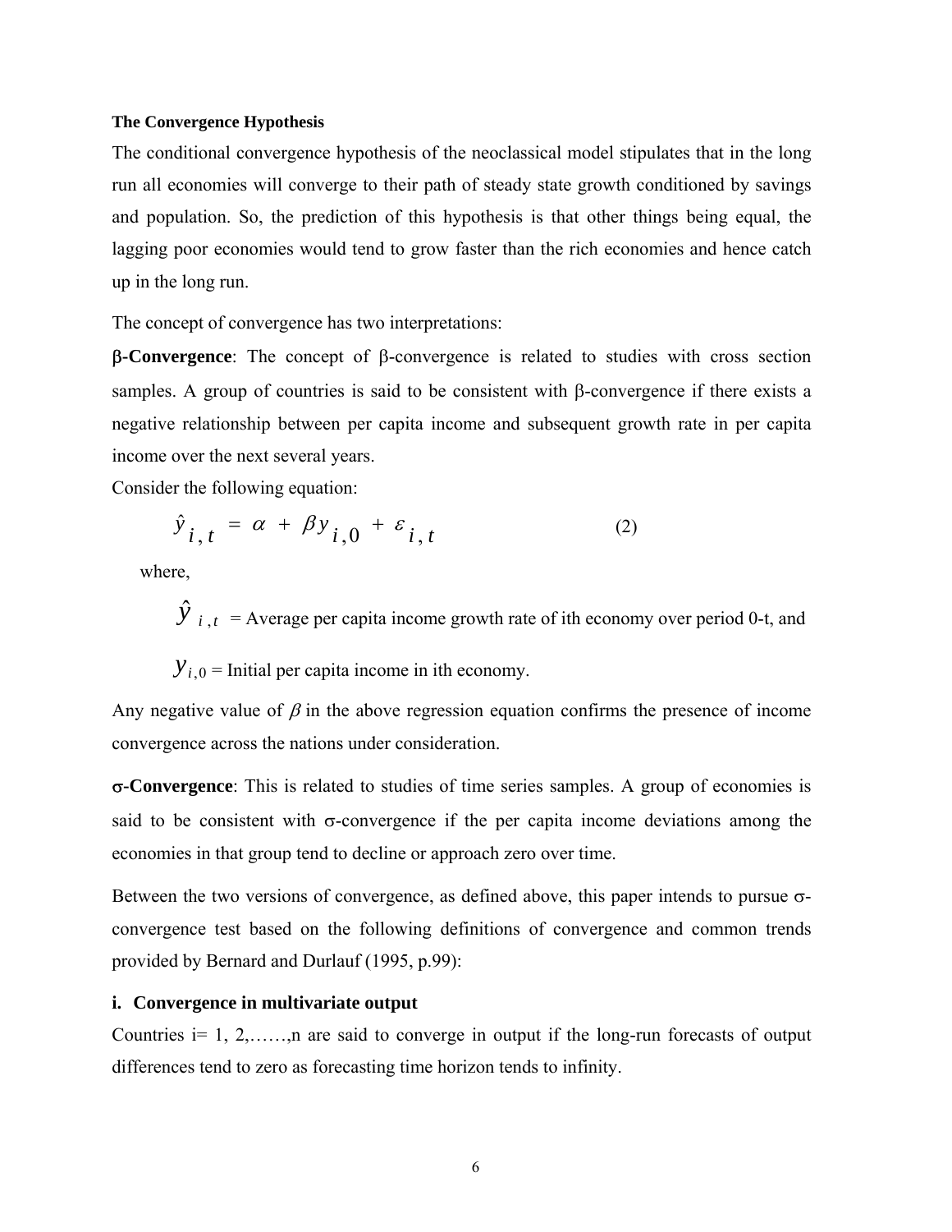**The Convergence Hypothesis**

The conditional convergence hypothesis of the neoclassical model stipulates that in the long run all economies will converge to their path of steady state growth conditioned by savings and population. So, the prediction of this hypothesis is that other things being equal, the lagging poor economies would tend to grow faster than the rich economies and hence catch up in the long run.

The concept of convergence has two interpretations:

**β-Convergence**: The concept of β-convergence is related to studies with cross section samples. A group of countries is said to be consistent with β-convergence if there exists a negative relationship between per capita income and subsequent growth rate in per capita income over the next several years.

Consider the following equation:

$$\hat{y}_{i,t} = \alpha + \beta y_{i,0} + \varepsilon_{i,t} \qquad (2)$$

where,

$\hat{y}_{i,t}$ = Average per capita income growth rate of ith economy over period 0-t, and

$y_{i,0}$ = Initial per capita income in ith economy.

Any negative value of $\beta$ in the above regression equation confirms the presence of income convergence across the nations under consideration.

**σ-Convergence**: This is related to studies of time series samples. A group of economies is said to be consistent with σ-convergence if the per capita income deviations among the economies in that group tend to decline or approach zero over time.

Between the two versions of convergence, as defined above, this paper intends to pursue σ-convergence test based on the following definitions of convergence and common trends provided by Bernard and Durlauf (1995, p.99):

**i. Convergence in multivariate output**

Countries i= 1, 2,……,n are said to converge in output if the long-run forecasts of output differences tend to zero as forecasting time horizon tends to infinity.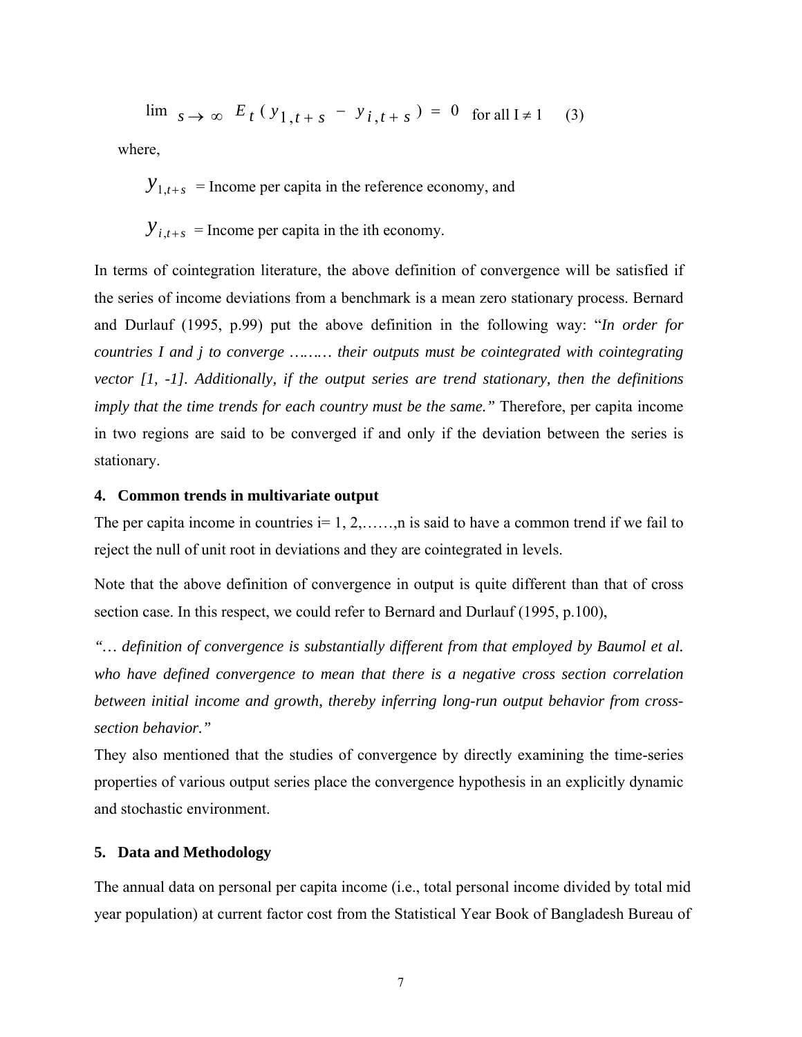$$\lim_{s \to \infty} E_t(y_{1,t+s} - y_{i,t+s}) = 0 \quad \text{for all I} \neq 1 \qquad (3)$$

where,

$y_{1,t+s}$ = Income per capita in the reference economy, and

$y_{i,t+s}$ = Income per capita in the ith economy.

In terms of cointegration literature, the above definition of convergence will be satisfied if the series of income deviations from a benchmark is a mean zero stationary process. Bernard and Durlauf (1995, p.99) put the above definition in the following way: "*In order for countries I and j to converge ……… their outputs must be cointegrated with cointegrating vector [1, -1]. Additionally, if the output series are trend stationary, then the definitions imply that the time trends for each country must be the same.*" Therefore, per capita income in two regions are said to be converged if and only if the deviation between the series is stationary.

## 4. Common trends in multivariate output

The per capita income in countries i= 1, 2,……,n is said to have a common trend if we fail to reject the null of unit root in deviations and they are cointegrated in levels.

Note that the above definition of convergence in output is quite different than that of cross section case. In this respect, we could refer to Bernard and Durlauf (1995, p.100),

*"… definition of convergence is substantially different from that employed by Baumol et al. who have defined convergence to mean that there is a negative cross section correlation between initial income and growth, thereby inferring long-run output behavior from cross-section behavior."*

They also mentioned that the studies of convergence by directly examining the time-series properties of various output series place the convergence hypothesis in an explicitly dynamic and stochastic environment.

## 5. Data and Methodology

The annual data on personal per capita income (i.e., total personal income divided by total mid year population) at current factor cost from the Statistical Year Book of Bangladesh Bureau of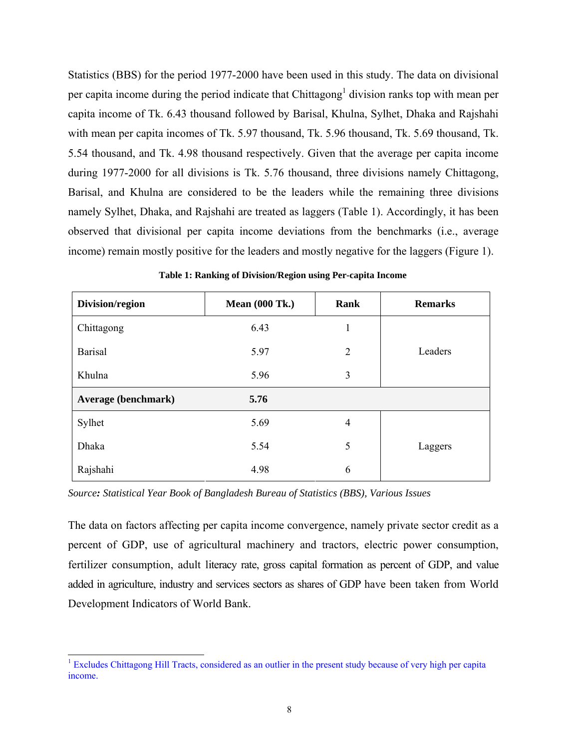Statistics (BBS) for the period 1977-2000 have been used in this study. The data on divisional per capita income during the period indicate that Chittagong[1] division ranks top with mean per capita income of Tk. 6.43 thousand followed by Barisal, Khulna, Sylhet, Dhaka and Rajshahi with mean per capita incomes of Tk. 5.97 thousand, Tk. 5.96 thousand, Tk. 5.69 thousand, Tk. 5.54 thousand, and Tk. 4.98 thousand respectively. Given that the average per capita income during 1977-2000 for all divisions is Tk. 5.76 thousand, three divisions namely Chittagong, Barisal, and Khulna are considered to be the leaders while the remaining three divisions namely Sylhet, Dhaka, and Rajshahi are treated as laggers (Table 1). Accordingly, it has been observed that divisional per capita income deviations from the benchmarks (i.e., average income) remain mostly positive for the leaders and mostly negative for the laggers (Figure 1).

**Table 1: Ranking of Division/Region using Per-capita Income**

| Division/region | Mean (000 Tk.) | Rank | Remarks |
|---|---|---|---|
| Chittagong | 6.43 | 1 | Leaders |
| Barisal | 5.97 | 2 | |
| Khulna | 5.96 | 3 | |
| **Average (benchmark)** | **5.76** | | |
| Sylhet | 5.69 | 4 | Laggers |
| Dhaka | 5.54 | 5 | |
| Rajshahi | 4.98 | 6 | |

*Source: Statistical Year Book of Bangladesh Bureau of Statistics (BBS), Various Issues*

The data on factors affecting per capita income convergence, namely private sector credit as a percent of GDP, use of agricultural machinery and tractors, electric power consumption, fertilizer consumption, adult literacy rate, gross capital formation as percent of GDP, and value added in agriculture, industry and services sectors as shares of GDP have been taken from World Development Indicators of World Bank.

[1] Excludes Chittagong Hill Tracts, considered as an outlier in the present study because of very high per capita income.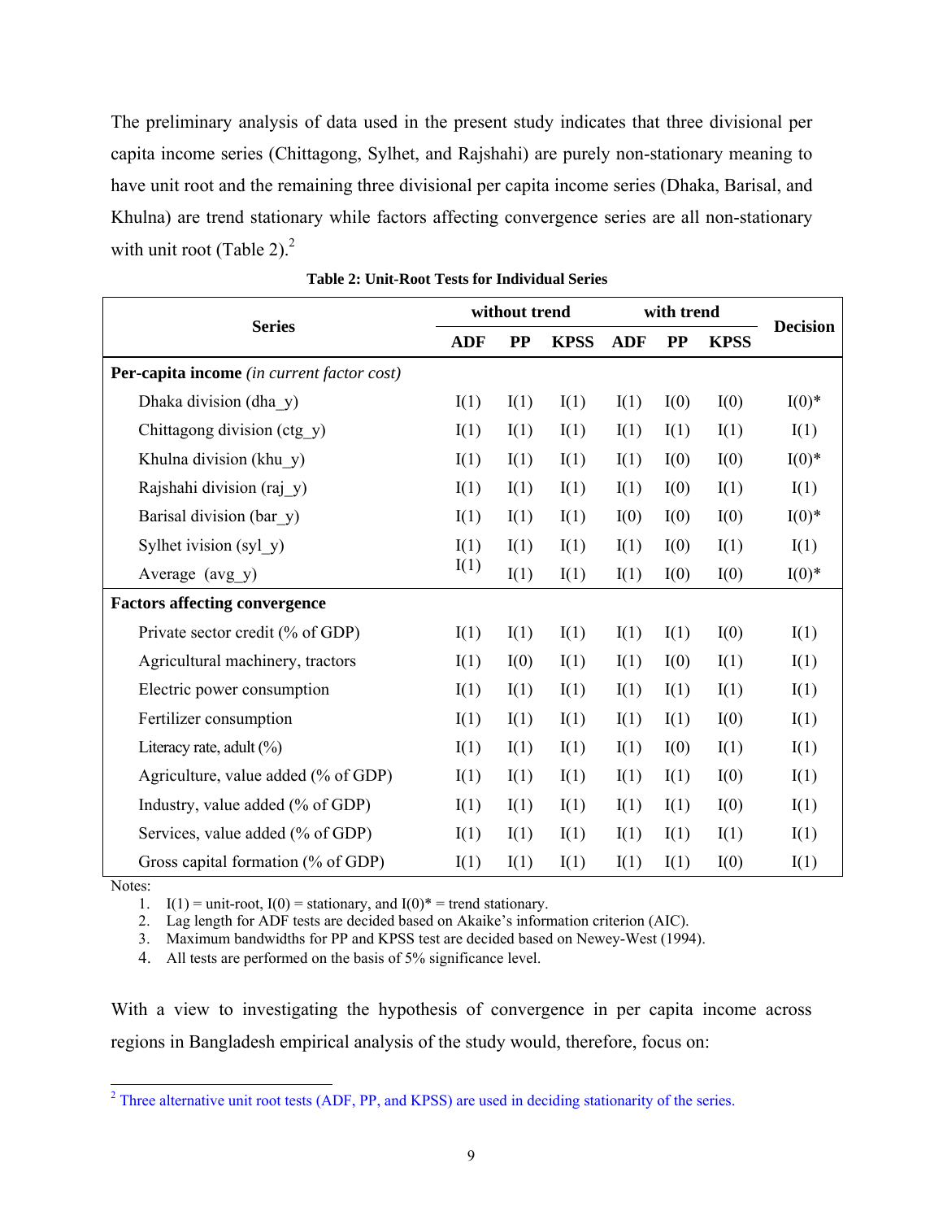The preliminary analysis of data used in the present study indicates that three divisional per capita income series (Chittagong, Sylhet, and Rajshahi) are purely non-stationary meaning to have unit root and the remaining three divisional per capita income series (Dhaka, Barisal, and Khulna) are trend stationary while factors affecting convergence series are all non-stationary with unit root (Table 2).[2]

**Table 2: Unit-Root Tests for Individual Series**

| Series | without trend | | | with trend | | | Decision |
|---|---|---|---|---|---|---|---|
| | ADF | PP | KPSS | ADF | PP | KPSS | |
| **Per-capita income** *(in current factor cost)* | | | | | | | |
| Dhaka division (dha_y) | I(1) | I(1) | I(1) | I(1) | I(0) | I(0) | I(0)* |
| Chittagong division (ctg_y) | I(1) | I(1) | I(1) | I(1) | I(1) | I(1) | I(1) |
| Khulna division (khu_y) | I(1) | I(1) | I(1) | I(1) | I(0) | I(0) | I(0)* |
| Rajshahi division (raj_y) | I(1) | I(1) | I(1) | I(1) | I(0) | I(1) | I(1) |
| Barisal division (bar_y) | I(1) | I(1) | I(1) | I(0) | I(0) | I(0) | I(0)* |
| Sylhet ivision (syl_y) | I(1) | I(1) | I(1) | I(1) | I(0) | I(1) | I(1) |
| Average (avg_y) | I(1) | I(1) | I(1) | I(1) | I(0) | I(0) | I(0)* |
| **Factors affecting convergence** | | | | | | | |
| Private sector credit (% of GDP) | I(1) | I(1) | I(1) | I(1) | I(1) | I(0) | I(1) |
| Agricultural machinery, tractors | I(1) | I(0) | I(1) | I(1) | I(0) | I(1) | I(1) |
| Electric power consumption | I(1) | I(1) | I(1) | I(1) | I(1) | I(1) | I(1) |
| Fertilizer consumption | I(1) | I(1) | I(1) | I(1) | I(1) | I(0) | I(1) |
| Literacy rate, adult (%) | I(1) | I(1) | I(1) | I(1) | I(0) | I(1) | I(1) |
| Agriculture, value added (% of GDP) | I(1) | I(1) | I(1) | I(1) | I(1) | I(0) | I(1) |
| Industry, value added (% of GDP) | I(1) | I(1) | I(1) | I(1) | I(1) | I(0) | I(1) |
| Services, value added (% of GDP) | I(1) | I(1) | I(1) | I(1) | I(1) | I(1) | I(1) |
| Gross capital formation (% of GDP) | I(1) | I(1) | I(1) | I(1) | I(1) | I(0) | I(1) |

Notes:

1. I(1) = unit-root, I(0) = stationary, and I(0)* = trend stationary.
2. Lag length for ADF tests are decided based on Akaike's information criterion (AIC).
3. Maximum bandwidths for PP and KPSS test are decided based on Newey-West (1994).
4. All tests are performed on the basis of 5% significance level.

With a view to investigating the hypothesis of convergence in per capita income across regions in Bangladesh empirical analysis of the study would, therefore, focus on:

[2] Three alternative unit root tests (ADF, PP, and KPSS) are used in deciding stationarity of the series.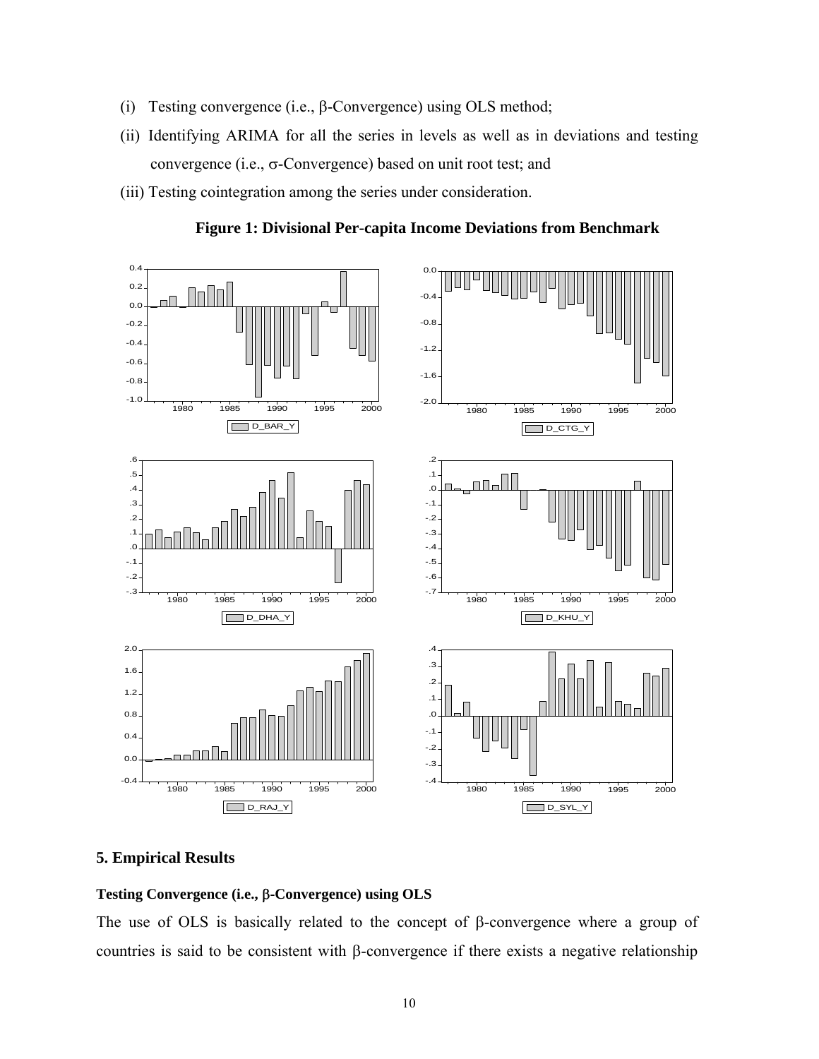(i) Testing convergence (i.e., β-Convergence) using OLS method;

(ii) Identifying ARIMA for all the series in levels as well as in deviations and testing convergence (i.e., σ-Convergence) based on unit root test; and

(iii) Testing cointegration among the series under consideration.

**Figure 1: Divisional Per-capita Income Deviations from Benchmark**

## 5. Empirical Results

### Testing Convergence (i.e., β-Convergence) using OLS

The use of OLS is basically related to the concept of β-convergence where a group of countries is said to be consistent with β-convergence if there exists a negative relationship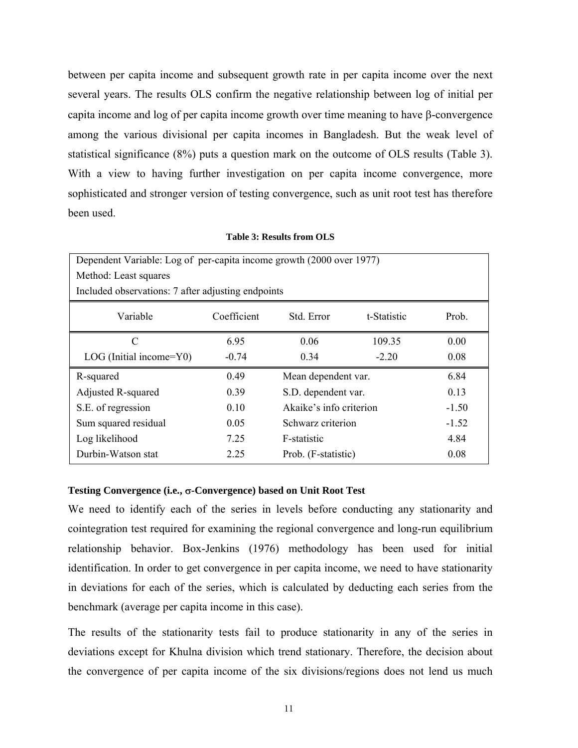between per capita income and subsequent growth rate in per capita income over the next several years. The results OLS confirm the negative relationship between log of initial per capita income and log of per capita income growth over time meaning to have β-convergence among the various divisional per capita incomes in Bangladesh. But the weak level of statistical significance (8%) puts a question mark on the outcome of OLS results (Table 3). With a view to having further investigation on per capita income convergence, more sophisticated and stronger version of testing convergence, such as unit root test has therefore been used.

**Table 3: Results from OLS**

| Dependent Variable: Log of per-capita income growth (2000 over 1977)<br>Method: Least squares<br>Included observations: 7 after adjusting endpoints | | | | |
|---|---|---|---|---|
| Variable | Coefficient | Std. Error | t-Statistic | Prob. |
| C | 6.95 | 0.06 | 109.35 | 0.00 |
| LOG (Initial income=Y0) | -0.74 | 0.34 | -2.20 | 0.08 |
| R-squared | 0.49 | Mean dependent var. | | 6.84 |
| Adjusted R-squared | 0.39 | S.D. dependent var. | | 0.13 |
| S.E. of regression | 0.10 | Akaike's info criterion | | -1.50 |
| Sum squared residual | 0.05 | Schwarz criterion | | -1.52 |
| Log likelihood | 7.25 | F-statistic | | 4.84 |
| Durbin-Watson stat | 2.25 | Prob. (F-statistic) | | 0.08 |

**Testing Convergence (i.e., σ-Convergence) based on Unit Root Test**

We need to identify each of the series in levels before conducting any stationarity and cointegration test required for examining the regional convergence and long-run equilibrium relationship behavior. Box-Jenkins (1976) methodology has been used for initial identification. In order to get convergence in per capita income, we need to have stationarity in deviations for each of the series, which is calculated by deducting each series from the benchmark (average per capita income in this case).

The results of the stationarity tests fail to produce stationarity in any of the series in deviations except for Khulna division which trend stationary. Therefore, the decision about the convergence of per capita income of the six divisions/regions does not lend us much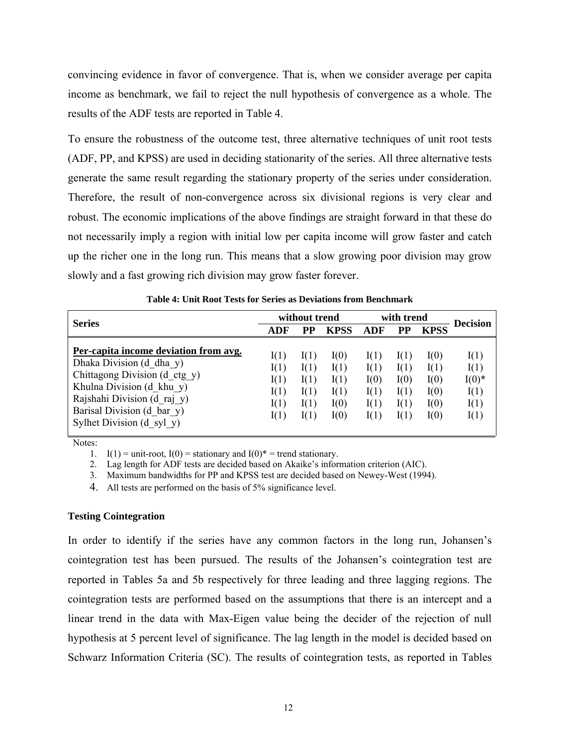convincing evidence in favor of convergence. That is, when we consider average per capita income as benchmark, we fail to reject the null hypothesis of convergence as a whole. The results of the ADF tests are reported in Table 4.

To ensure the robustness of the outcome test, three alternative techniques of unit root tests (ADF, PP, and KPSS) are used in deciding stationarity of the series. All three alternative tests generate the same result regarding the stationary property of the series under consideration. Therefore, the result of non-convergence across six divisional regions is very clear and robust. The economic implications of the above findings are straight forward in that these do not necessarily imply a region with initial low per capita income will grow faster and catch up the richer one in the long run. This means that a slow growing poor division may grow slowly and a fast growing rich division may grow faster forever.

**Table 4: Unit Root Tests for Series as Deviations from Benchmark**

| Series | without trend | | | with trend | | | Decision |
|---|---|---|---|---|---|---|---|
| | ADF | PP | KPSS | ADF | PP | KPSS | |
| **Per-capita income deviation from avg.** | | | | | | | |
| Dhaka Division (d_dha_y) | I(1) | I(1) | I(0) | I(1) | I(1) | I(0) | I(1) |
| Chittagong Division (d_ctg_y) | I(1) | I(1) | I(1) | I(1) | I(1) | I(1) | I(1) |
| Khulna Division (d_khu_y) | I(1) | I(1) | I(1) | I(0) | I(0) | I(0) | I(0)* |
| Rajshahi Division (d_raj_y) | I(1) | I(1) | I(1) | I(1) | I(1) | I(0) | I(1) |
| Barisal Division (d_bar_y) | I(1) | I(1) | I(0) | I(1) | I(1) | I(0) | I(1) |
| Sylhet Division (d_syl_y) | I(1) | I(1) | I(0) | I(1) | I(1) | I(0) | I(1) |

Notes:

1. I(1) = unit-root, I(0) = stationary and I(0)* = trend stationary.
2. Lag length for ADF tests are decided based on Akaike's information criterion (AIC).
3. Maximum bandwidths for PP and KPSS test are decided based on Newey-West (1994).
4. All tests are performed on the basis of 5% significance level.

**Testing Cointegration**

In order to identify if the series have any common factors in the long run, Johansen's cointegration test has been pursued. The results of the Johansen's cointegration test are reported in Tables 5a and 5b respectively for three leading and three lagging regions. The cointegration tests are performed based on the assumptions that there is an intercept and a linear trend in the data with Max-Eigen value being the decider of the rejection of null hypothesis at 5 percent level of significance. The lag length in the model is decided based on Schwarz Information Criteria (SC). The results of cointegration tests, as reported in Tables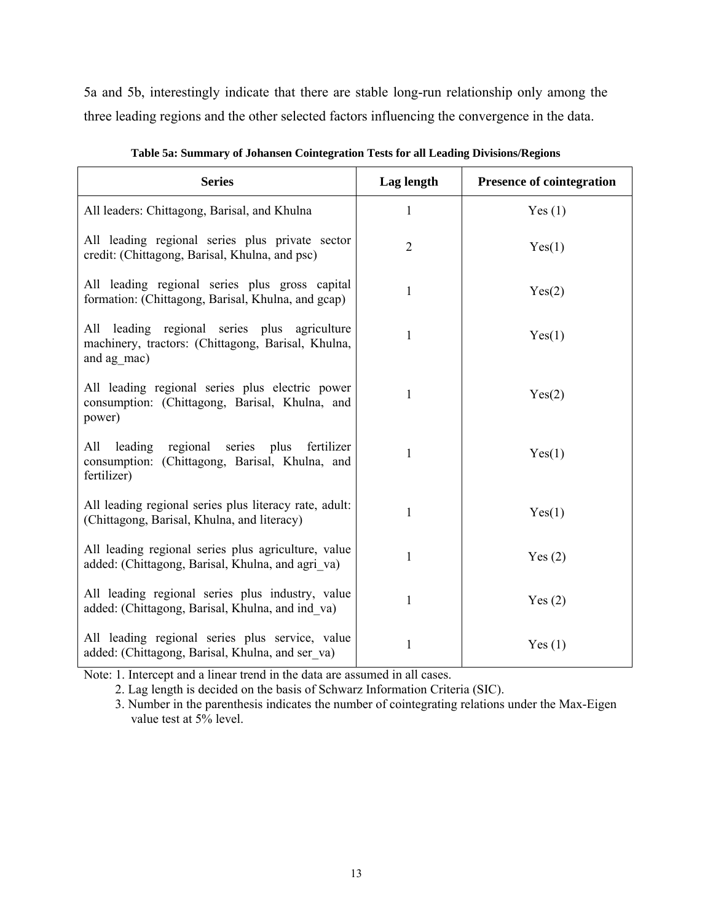5a and 5b, interestingly indicate that there are stable long-run relationship only among the three leading regions and the other selected factors influencing the convergence in the data.

**Table 5a: Summary of Johansen Cointegration Tests for all Leading Divisions/Regions**

| Series | Lag length | Presence of cointegration |
|---|---|---|
| All leaders: Chittagong, Barisal, and Khulna | 1 | Yes (1) |
| All leading regional series plus private sector credit: (Chittagong, Barisal, Khulna, and psc) | 2 | Yes(1) |
| All leading regional series plus gross capital formation: (Chittagong, Barisal, Khulna, and gcap) | 1 | Yes(2) |
| All leading regional series plus agriculture machinery, tractors: (Chittagong, Barisal, Khulna, and ag_mac) | 1 | Yes(1) |
| All leading regional series plus electric power consumption: (Chittagong, Barisal, Khulna, and power) | 1 | Yes(2) |
| All leading regional series plus fertilizer consumption: (Chittagong, Barisal, Khulna, and fertilizer) | 1 | Yes(1) |
| All leading regional series plus literacy rate, adult: (Chittagong, Barisal, Khulna, and literacy) | 1 | Yes(1) |
| All leading regional series plus agriculture, value added: (Chittagong, Barisal, Khulna, and agri_va) | 1 | Yes (2) |
| All leading regional series plus industry, value added: (Chittagong, Barisal, Khulna, and ind_va) | 1 | Yes (2) |
| All leading regional series plus service, value added: (Chittagong, Barisal, Khulna, and ser_va) | 1 | Yes (1) |

Note: 1. Intercept and a linear trend in the data are assumed in all cases.

2. Lag length is decided on the basis of Schwarz Information Criteria (SIC).

3. Number in the parenthesis indicates the number of cointegrating relations under the Max-Eigen value test at 5% level.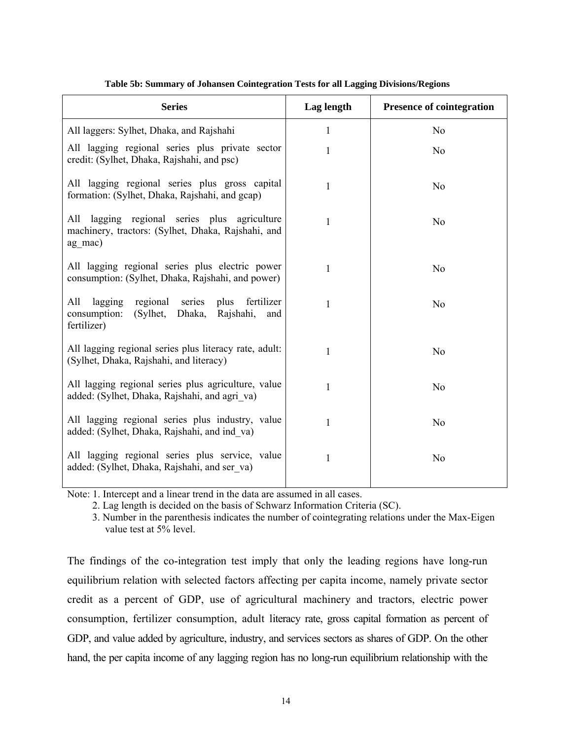**Table 5b: Summary of Johansen Cointegration Tests for all Lagging Divisions/Regions**

| Series | Lag length | Presence of cointegration |
|---|---|---|
| All laggers: Sylhet, Dhaka, and Rajshahi | 1 | No |
| All lagging regional series plus private sector credit: (Sylhet, Dhaka, Rajshahi, and psc) | 1 | No |
| All lagging regional series plus gross capital formation: (Sylhet, Dhaka, Rajshahi, and gcap) | 1 | No |
| All lagging regional series plus agriculture machinery, tractors: (Sylhet, Dhaka, Rajshahi, and ag_mac) | 1 | No |
| All lagging regional series plus electric power consumption: (Sylhet, Dhaka, Rajshahi, and power) | 1 | No |
| All lagging regional series plus fertilizer consumption: (Sylhet, Dhaka, Rajshahi, and fertilizer) | 1 | No |
| All lagging regional series plus literacy rate, adult: (Sylhet, Dhaka, Rajshahi, and literacy) | 1 | No |
| All lagging regional series plus agriculture, value added: (Sylhet, Dhaka, Rajshahi, and agri_va) | 1 | No |
| All lagging regional series plus industry, value added: (Sylhet, Dhaka, Rajshahi, and ind_va) | 1 | No |
| All lagging regional series plus service, value added: (Sylhet, Dhaka, Rajshahi, and ser_va) | 1 | No |

Note: 1. Intercept and a linear trend in the data are assumed in all cases.
2. Lag length is decided on the basis of Schwarz Information Criteria (SC).
3. Number in the parenthesis indicates the number of cointegrating relations under the Max-Eigen value test at 5% level.

The findings of the co-integration test imply that only the leading regions have long-run equilibrium relation with selected factors affecting per capita income, namely private sector credit as a percent of GDP, use of agricultural machinery and tractors, electric power consumption, fertilizer consumption, adult literacy rate, gross capital formation as percent of GDP, and value added by agriculture, industry, and services sectors as shares of GDP. On the other hand, the per capita income of any lagging region has no long-run equilibrium relationship with the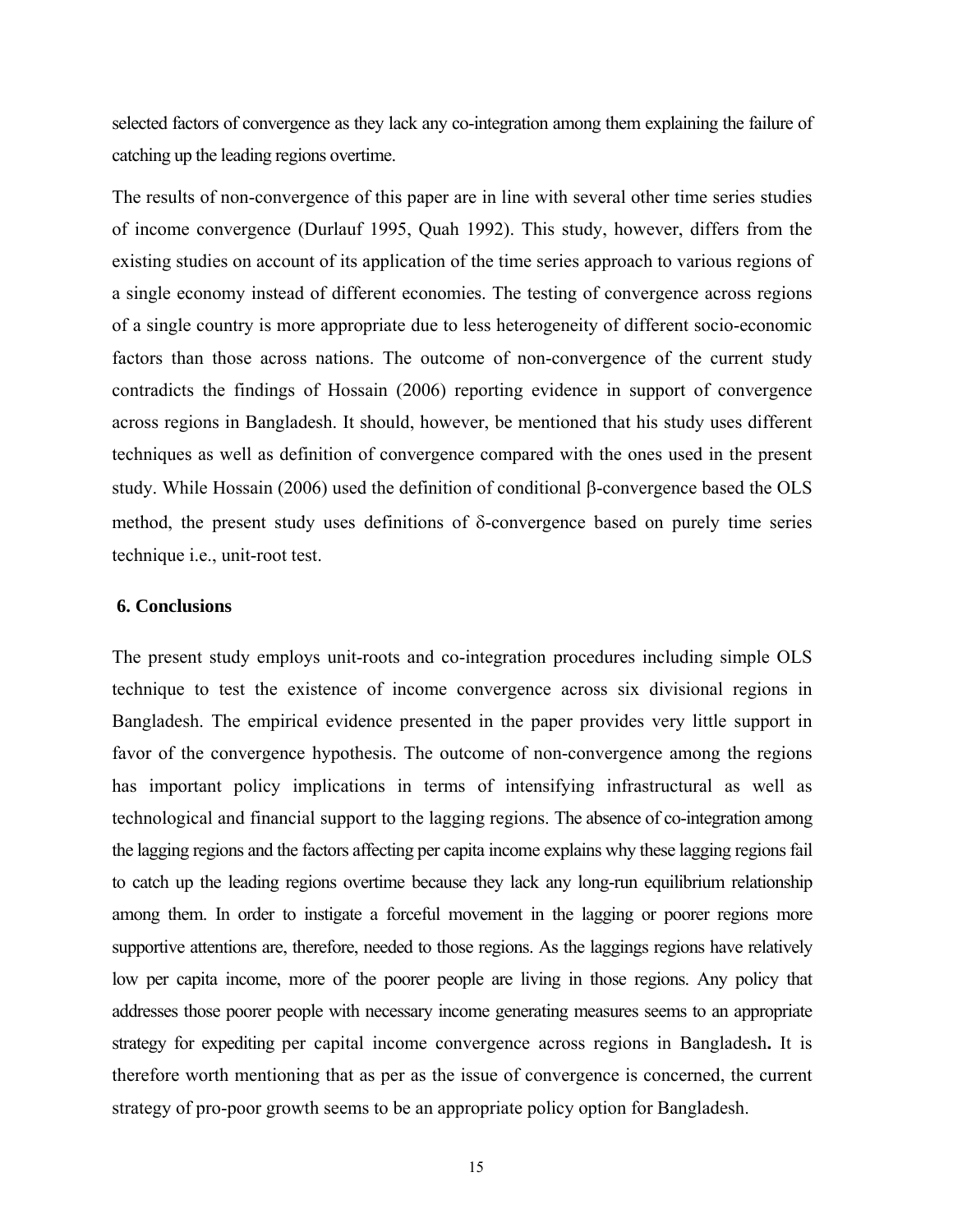selected factors of convergence as they lack any co-integration among them explaining the failure of catching up the leading regions overtime.

The results of non-convergence of this paper are in line with several other time series studies of income convergence (Durlauf 1995, Quah 1992). This study, however, differs from the existing studies on account of its application of the time series approach to various regions of a single economy instead of different economies. The testing of convergence across regions of a single country is more appropriate due to less heterogeneity of different socio-economic factors than those across nations. The outcome of non-convergence of the current study contradicts the findings of Hossain (2006) reporting evidence in support of convergence across regions in Bangladesh. It should, however, be mentioned that his study uses different techniques as well as definition of convergence compared with the ones used in the present study. While Hossain (2006) used the definition of conditional $\beta$-convergence based the OLS method, the present study uses definitions of $\delta$-convergence based on purely time series technique i.e., unit-root test.

## 6. Conclusions

The present study employs unit-roots and co-integration procedures including simple OLS technique to test the existence of income convergence across six divisional regions in Bangladesh. The empirical evidence presented in the paper provides very little support in favor of the convergence hypothesis. The outcome of non-convergence among the regions has important policy implications in terms of intensifying infrastructural as well as technological and financial support to the lagging regions. The absence of co-integration among the lagging regions and the factors affecting per capita income explains why these lagging regions fail to catch up the leading regions overtime because they lack any long-run equilibrium relationship among them. In order to instigate a forceful movement in the lagging or poorer regions more supportive attentions are, therefore, needed to those regions. As the laggings regions have relatively low per capita income, more of the poorer people are living in those regions. Any policy that addresses those poorer people with necessary income generating measures seems to an appropriate strategy for expediting per capital income convergence across regions in Bangladesh**.** It is therefore worth mentioning that as per as the issue of convergence is concerned, the current strategy of pro-poor growth seems to be an appropriate policy option for Bangladesh.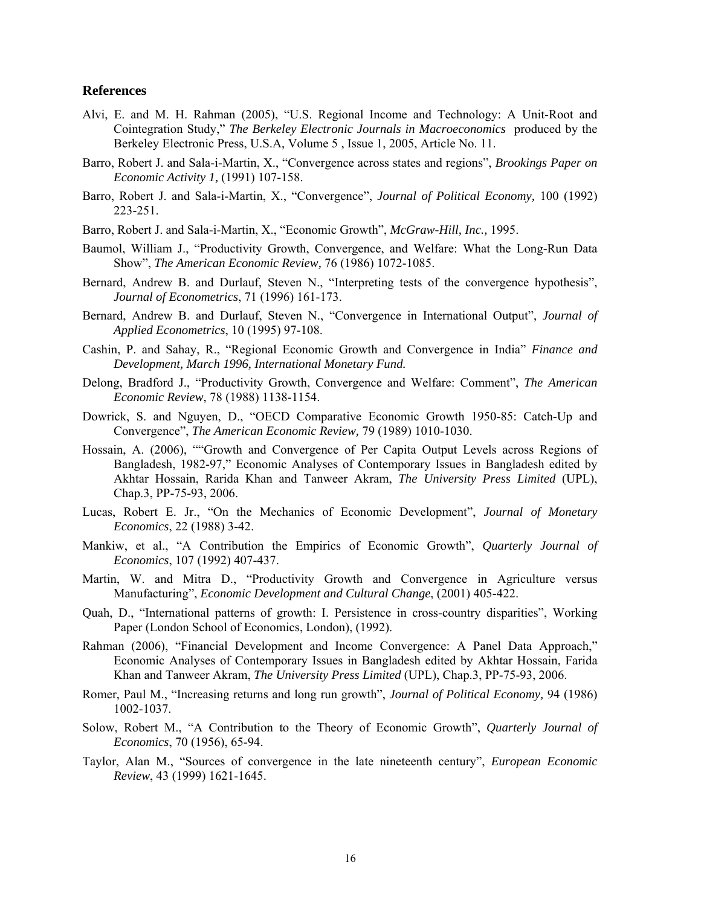## References

Alvi, E. and M. H. Rahman (2005), "U.S. Regional Income and Technology: A Unit-Root and Cointegration Study," *The Berkeley Electronic Journals in Macroeconomics* produced by the Berkeley Electronic Press, U.S.A, Volume 5 , Issue 1, 2005, Article No. 11.

Barro, Robert J. and Sala-i-Martin, X., "Convergence across states and regions", *Brookings Paper on Economic Activity 1,* (1991) 107-158.

Barro, Robert J. and Sala-i-Martin, X., "Convergence", *Journal of Political Economy,* 100 (1992) 223-251.

Barro, Robert J. and Sala-i-Martin, X., "Economic Growth", *McGraw-Hill, Inc.,* 1995.

Baumol, William J., "Productivity Growth, Convergence, and Welfare: What the Long-Run Data Show", *The American Economic Review,* 76 (1986) 1072-1085.

Bernard, Andrew B. and Durlauf, Steven N., "Interpreting tests of the convergence hypothesis", *Journal of Econometrics*, 71 (1996) 161-173.

Bernard, Andrew B. and Durlauf, Steven N., "Convergence in International Output", *Journal of Applied Econometrics*, 10 (1995) 97-108.

Cashin, P. and Sahay, R., "Regional Economic Growth and Convergence in India" *Finance and Development, March 1996, International Monetary Fund.*

Delong, Bradford J., "Productivity Growth, Convergence and Welfare: Comment", *The American Economic Review*, 78 (1988) 1138-1154.

Dowrick, S. and Nguyen, D., "OECD Comparative Economic Growth 1950-85: Catch-Up and Convergence", *The American Economic Review,* 79 (1989) 1010-1030.

Hossain, A. (2006), ""Growth and Convergence of Per Capita Output Levels across Regions of Bangladesh, 1982-97," Economic Analyses of Contemporary Issues in Bangladesh edited by Akhtar Hossain, Rarida Khan and Tanweer Akram, *The University Press Limited* (UPL), Chap.3, PP-75-93, 2006.

Lucas, Robert E. Jr., "On the Mechanics of Economic Development", *Journal of Monetary Economics*, 22 (1988) 3-42.

Mankiw, et al., "A Contribution the Empirics of Economic Growth", *Quarterly Journal of Economics*, 107 (1992) 407-437.

Martin, W. and Mitra D., "Productivity Growth and Convergence in Agriculture versus Manufacturing", *Economic Development and Cultural Change*, (2001) 405-422.

Quah, D., "International patterns of growth: I. Persistence in cross-country disparities", Working Paper (London School of Economics, London), (1992).

Rahman (2006), "Financial Development and Income Convergence: A Panel Data Approach," Economic Analyses of Contemporary Issues in Bangladesh edited by Akhtar Hossain, Farida Khan and Tanweer Akram, *The University Press Limited* (UPL), Chap.3, PP-75-93, 2006.

Romer, Paul M., "Increasing returns and long run growth", *Journal of Political Economy,* 94 (1986) 1002-1037.

Solow, Robert M., "A Contribution to the Theory of Economic Growth", *Quarterly Journal of Economics*, 70 (1956), 65-94.

Taylor, Alan M., "Sources of convergence in the late nineteenth century", *European Economic Review*, 43 (1999) 1621-1645.